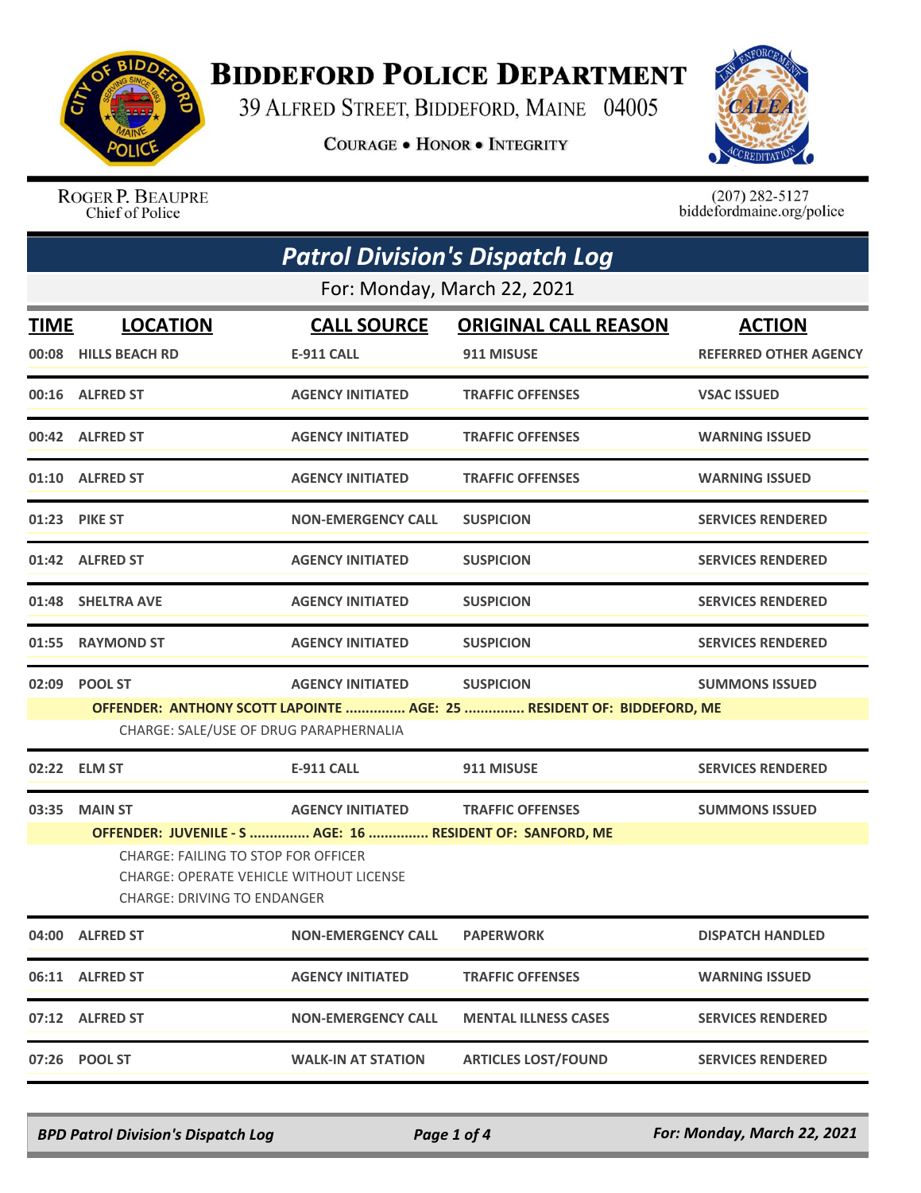# Biddeford Police Department

39 Alfred Street, Biddeford, Maine 04005

**Courage • Honor • Integrity**

Roger P. Beaupre
Chief of Police

(207) 282-5127
biddefordmaine.org/police

## *Patrol Division's Dispatch Log*

For: Monday, March 22, 2021

| TIME | LOCATION | CALL SOURCE | ORIGINAL CALL REASON | ACTION |
|---|---|---|---|---|
| 00:08 | HILLS BEACH RD | E-911 CALL | 911 MISUSE | REFERRED OTHER AGENCY |
| 00:16 | ALFRED ST | AGENCY INITIATED | TRAFFIC OFFENSES | VSAC ISSUED |
| 00:42 | ALFRED ST | AGENCY INITIATED | TRAFFIC OFFENSES | WARNING ISSUED |
| 01:10 | ALFRED ST | AGENCY INITIATED | TRAFFIC OFFENSES | WARNING ISSUED |
| 01:23 | PIKE ST | NON-EMERGENCY CALL | SUSPICION | SERVICES RENDERED |
| 01:42 | ALFRED ST | AGENCY INITIATED | SUSPICION | SERVICES RENDERED |
| 01:48 | SHELTRA AVE | AGENCY INITIATED | SUSPICION | SERVICES RENDERED |
| 01:55 | RAYMOND ST | AGENCY INITIATED | SUSPICION | SERVICES RENDERED |
| 02:09 | POOL ST | AGENCY INITIATED | SUSPICION | SUMMONS ISSUED |

**OFFENDER: ANTHONY SCOTT LAPOINTE ............... AGE: 25 ............... RESIDENT OF: BIDDEFORD, ME**

CHARGE: SALE/USE OF DRUG PARAPHERNALIA

| TIME | LOCATION | CALL SOURCE | ORIGINAL CALL REASON | ACTION |
|---|---|---|---|---|
| 02:22 | ELM ST | E-911 CALL | 911 MISUSE | SERVICES RENDERED |
| 03:35 | MAIN ST | AGENCY INITIATED | TRAFFIC OFFENSES | SUMMONS ISSUED |

**OFFENDER: JUVENILE - S ............... AGE: 16 ............... RESIDENT OF: SANFORD, ME**

CHARGE: FAILING TO STOP FOR OFFICER
CHARGE: OPERATE VEHICLE WITHOUT LICENSE
CHARGE: DRIVING TO ENDANGER

| TIME | LOCATION | CALL SOURCE | ORIGINAL CALL REASON | ACTION |
|---|---|---|---|---|
| 04:00 | ALFRED ST | NON-EMERGENCY CALL | PAPERWORK | DISPATCH HANDLED |
| 06:11 | ALFRED ST | AGENCY INITIATED | TRAFFIC OFFENSES | WARNING ISSUED |
| 07:12 | ALFRED ST | NON-EMERGENCY CALL | MENTAL ILLNESS CASES | SERVICES RENDERED |
| 07:26 | POOL ST | WALK-IN AT STATION | ARTICLES LOST/FOUND | SERVICES RENDERED |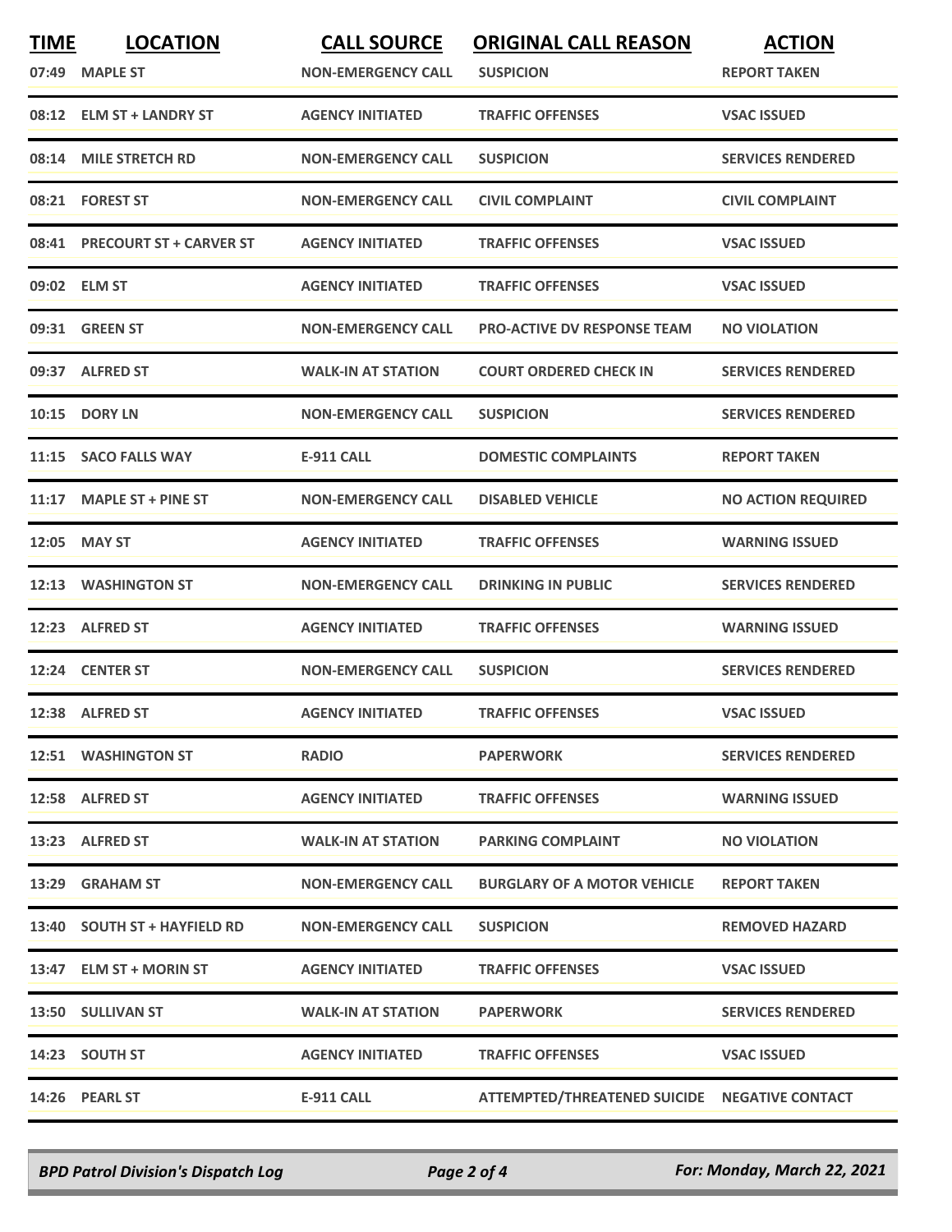| TIME | LOCATION | CALL SOURCE | ORIGINAL CALL REASON | ACTION |
|---|---|---|---|---|
| 07:49 | MAPLE ST | NON-EMERGENCY CALL | SUSPICION | REPORT TAKEN |
| 08:12 | ELM ST + LANDRY ST | AGENCY INITIATED | TRAFFIC OFFENSES | VSAC ISSUED |
| 08:14 | MILE STRETCH RD | NON-EMERGENCY CALL | SUSPICION | SERVICES RENDERED |
| 08:21 | FOREST ST | NON-EMERGENCY CALL | CIVIL COMPLAINT | CIVIL COMPLAINT |
| 08:41 | PRECOURT ST + CARVER ST | AGENCY INITIATED | TRAFFIC OFFENSES | VSAC ISSUED |
| 09:02 | ELM ST | AGENCY INITIATED | TRAFFIC OFFENSES | VSAC ISSUED |
| 09:31 | GREEN ST | NON-EMERGENCY CALL | PRO-ACTIVE DV RESPONSE TEAM | NO VIOLATION |
| 09:37 | ALFRED ST | WALK-IN AT STATION | COURT ORDERED CHECK IN | SERVICES RENDERED |
| 10:15 | DORY LN | NON-EMERGENCY CALL | SUSPICION | SERVICES RENDERED |
| 11:15 | SACO FALLS WAY | E-911 CALL | DOMESTIC COMPLAINTS | REPORT TAKEN |
| 11:17 | MAPLE ST + PINE ST | NON-EMERGENCY CALL | DISABLED VEHICLE | NO ACTION REQUIRED |
| 12:05 | MAY ST | AGENCY INITIATED | TRAFFIC OFFENSES | WARNING ISSUED |
| 12:13 | WASHINGTON ST | NON-EMERGENCY CALL | DRINKING IN PUBLIC | SERVICES RENDERED |
| 12:23 | ALFRED ST | AGENCY INITIATED | TRAFFIC OFFENSES | WARNING ISSUED |
| 12:24 | CENTER ST | NON-EMERGENCY CALL | SUSPICION | SERVICES RENDERED |
| 12:38 | ALFRED ST | AGENCY INITIATED | TRAFFIC OFFENSES | VSAC ISSUED |
| 12:51 | WASHINGTON ST | RADIO | PAPERWORK | SERVICES RENDERED |
| 12:58 | ALFRED ST | AGENCY INITIATED | TRAFFIC OFFENSES | WARNING ISSUED |
| 13:23 | ALFRED ST | WALK-IN AT STATION | PARKING COMPLAINT | NO VIOLATION |
| 13:29 | GRAHAM ST | NON-EMERGENCY CALL | BURGLARY OF A MOTOR VEHICLE | REPORT TAKEN |
| 13:40 | SOUTH ST + HAYFIELD RD | NON-EMERGENCY CALL | SUSPICION | REMOVED HAZARD |
| 13:47 | ELM ST + MORIN ST | AGENCY INITIATED | TRAFFIC OFFENSES | VSAC ISSUED |
| 13:50 | SULLIVAN ST | WALK-IN AT STATION | PAPERWORK | SERVICES RENDERED |
| 14:23 | SOUTH ST | AGENCY INITIATED | TRAFFIC OFFENSES | VSAC ISSUED |
| 14:26 | PEARL ST | E-911 CALL | ATTEMPTED/THREATENED SUICIDE | NEGATIVE CONTACT |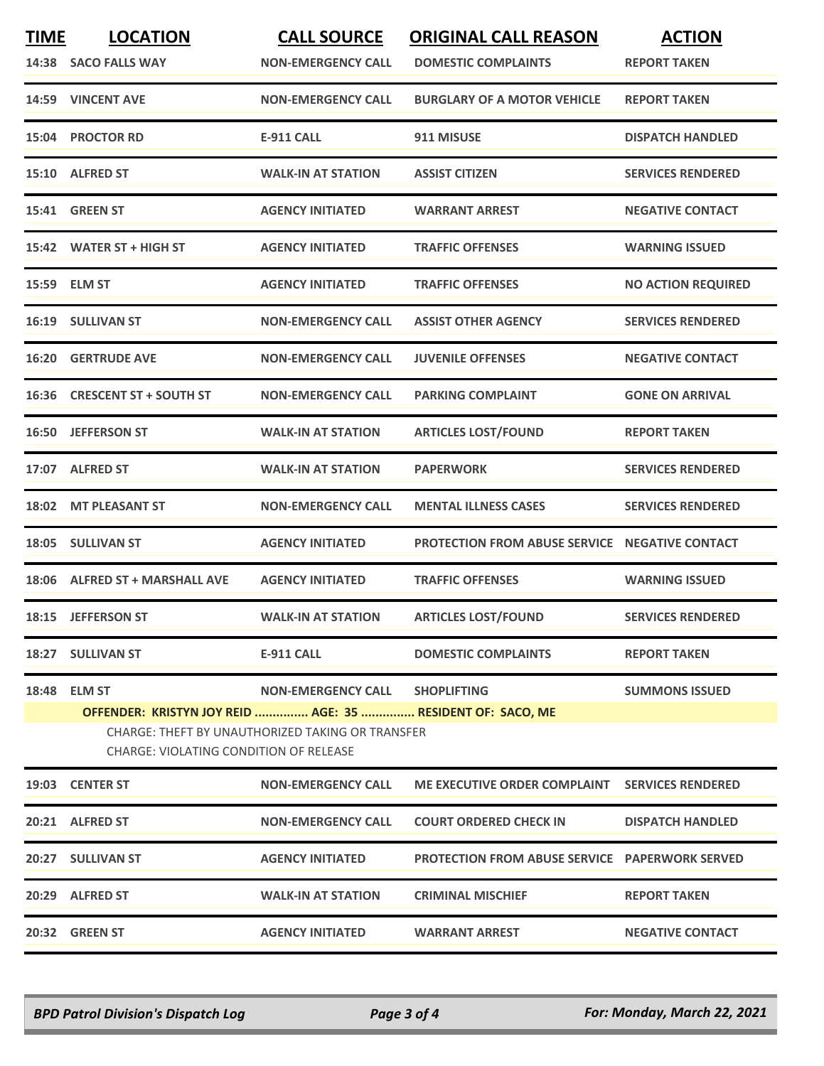| TIME | LOCATION | CALL SOURCE | ORIGINAL CALL REASON | ACTION |
|---|---|---|---|---|
| 14:38 | SACO FALLS WAY | NON-EMERGENCY CALL | DOMESTIC COMPLAINTS | REPORT TAKEN |
| 14:59 | VINCENT AVE | NON-EMERGENCY CALL | BURGLARY OF A MOTOR VEHICLE | REPORT TAKEN |
| 15:04 | PROCTOR RD | E-911 CALL | 911 MISUSE | DISPATCH HANDLED |
| 15:10 | ALFRED ST | WALK-IN AT STATION | ASSIST CITIZEN | SERVICES RENDERED |
| 15:41 | GREEN ST | AGENCY INITIATED | WARRANT ARREST | NEGATIVE CONTACT |
| 15:42 | WATER ST + HIGH ST | AGENCY INITIATED | TRAFFIC OFFENSES | WARNING ISSUED |
| 15:59 | ELM ST | AGENCY INITIATED | TRAFFIC OFFENSES | NO ACTION REQUIRED |
| 16:19 | SULLIVAN ST | NON-EMERGENCY CALL | ASSIST OTHER AGENCY | SERVICES RENDERED |
| 16:20 | GERTRUDE AVE | NON-EMERGENCY CALL | JUVENILE OFFENSES | NEGATIVE CONTACT |
| 16:36 | CRESCENT ST + SOUTH ST | NON-EMERGENCY CALL | PARKING COMPLAINT | GONE ON ARRIVAL |
| 16:50 | JEFFERSON ST | WALK-IN AT STATION | ARTICLES LOST/FOUND | REPORT TAKEN |
| 17:07 | ALFRED ST | WALK-IN AT STATION | PAPERWORK | SERVICES RENDERED |
| 18:02 | MT PLEASANT ST | NON-EMERGENCY CALL | MENTAL ILLNESS CASES | SERVICES RENDERED |
| 18:05 | SULLIVAN ST | AGENCY INITIATED | PROTECTION FROM ABUSE SERVICE | NEGATIVE CONTACT |
| 18:06 | ALFRED ST + MARSHALL AVE | AGENCY INITIATED | TRAFFIC OFFENSES | WARNING ISSUED |
| 18:15 | JEFFERSON ST | WALK-IN AT STATION | ARTICLES LOST/FOUND | SERVICES RENDERED |
| 18:27 | SULLIVAN ST | E-911 CALL | DOMESTIC COMPLAINTS | REPORT TAKEN |
| 18:48 | ELM ST | NON-EMERGENCY CALL | SHOPLIFTING | SUMMONS ISSUED |
| | OFFENDER: KRISTYN JOY REID ............... AGE: 35 ............... RESIDENT OF: SACO, ME<br>CHARGE: THEFT BY UNAUTHORIZED TAKING OR TRANSFER<br>CHARGE: VIOLATING CONDITION OF RELEASE | | | |
| 19:03 | CENTER ST | NON-EMERGENCY CALL | ME EXECUTIVE ORDER COMPLAINT | SERVICES RENDERED |
| 20:21 | ALFRED ST | NON-EMERGENCY CALL | COURT ORDERED CHECK IN | DISPATCH HANDLED |
| 20:27 | SULLIVAN ST | AGENCY INITIATED | PROTECTION FROM ABUSE SERVICE | PAPERWORK SERVED |
| 20:29 | ALFRED ST | WALK-IN AT STATION | CRIMINAL MISCHIEF | REPORT TAKEN |
| 20:32 | GREEN ST | AGENCY INITIATED | WARRANT ARREST | NEGATIVE CONTACT |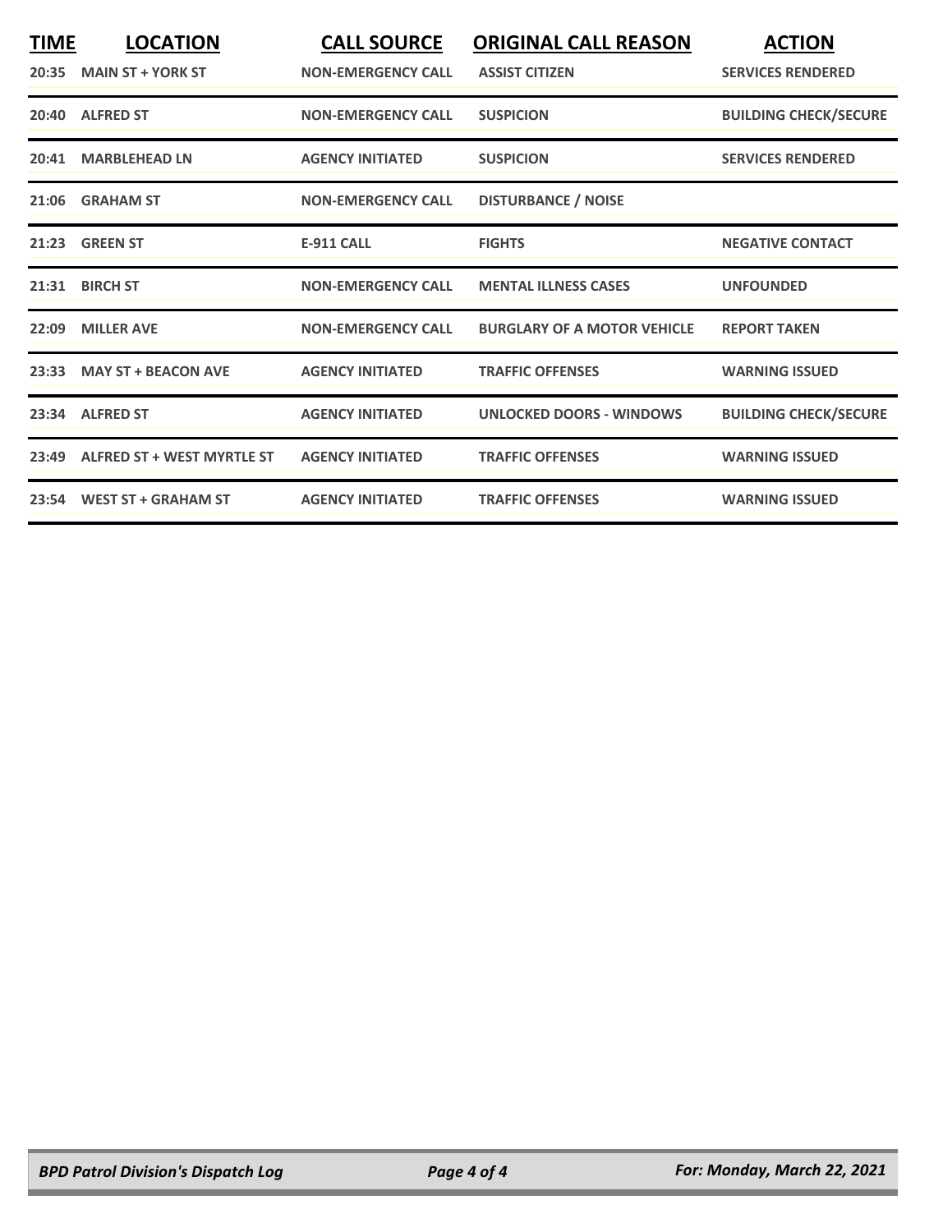| TIME | LOCATION | CALL SOURCE | ORIGINAL CALL REASON | ACTION |
|---|---|---|---|---|
| 20:35 | MAIN ST + YORK ST | NON-EMERGENCY CALL | ASSIST CITIZEN | SERVICES RENDERED |
| 20:40 | ALFRED ST | NON-EMERGENCY CALL | SUSPICION | BUILDING CHECK/SECURE |
| 20:41 | MARBLEHEAD LN | AGENCY INITIATED | SUSPICION | SERVICES RENDERED |
| 21:06 | GRAHAM ST | NON-EMERGENCY CALL | DISTURBANCE / NOISE | |
| 21:23 | GREEN ST | E-911 CALL | FIGHTS | NEGATIVE CONTACT |
| 21:31 | BIRCH ST | NON-EMERGENCY CALL | MENTAL ILLNESS CASES | UNFOUNDED |
| 22:09 | MILLER AVE | NON-EMERGENCY CALL | BURGLARY OF A MOTOR VEHICLE | REPORT TAKEN |
| 23:33 | MAY ST + BEACON AVE | AGENCY INITIATED | TRAFFIC OFFENSES | WARNING ISSUED |
| 23:34 | ALFRED ST | AGENCY INITIATED | UNLOCKED DOORS - WINDOWS | BUILDING CHECK/SECURE |
| 23:49 | ALFRED ST + WEST MYRTLE ST | AGENCY INITIATED | TRAFFIC OFFENSES | WARNING ISSUED |
| 23:54 | WEST ST + GRAHAM ST | AGENCY INITIATED | TRAFFIC OFFENSES | WARNING ISSUED |